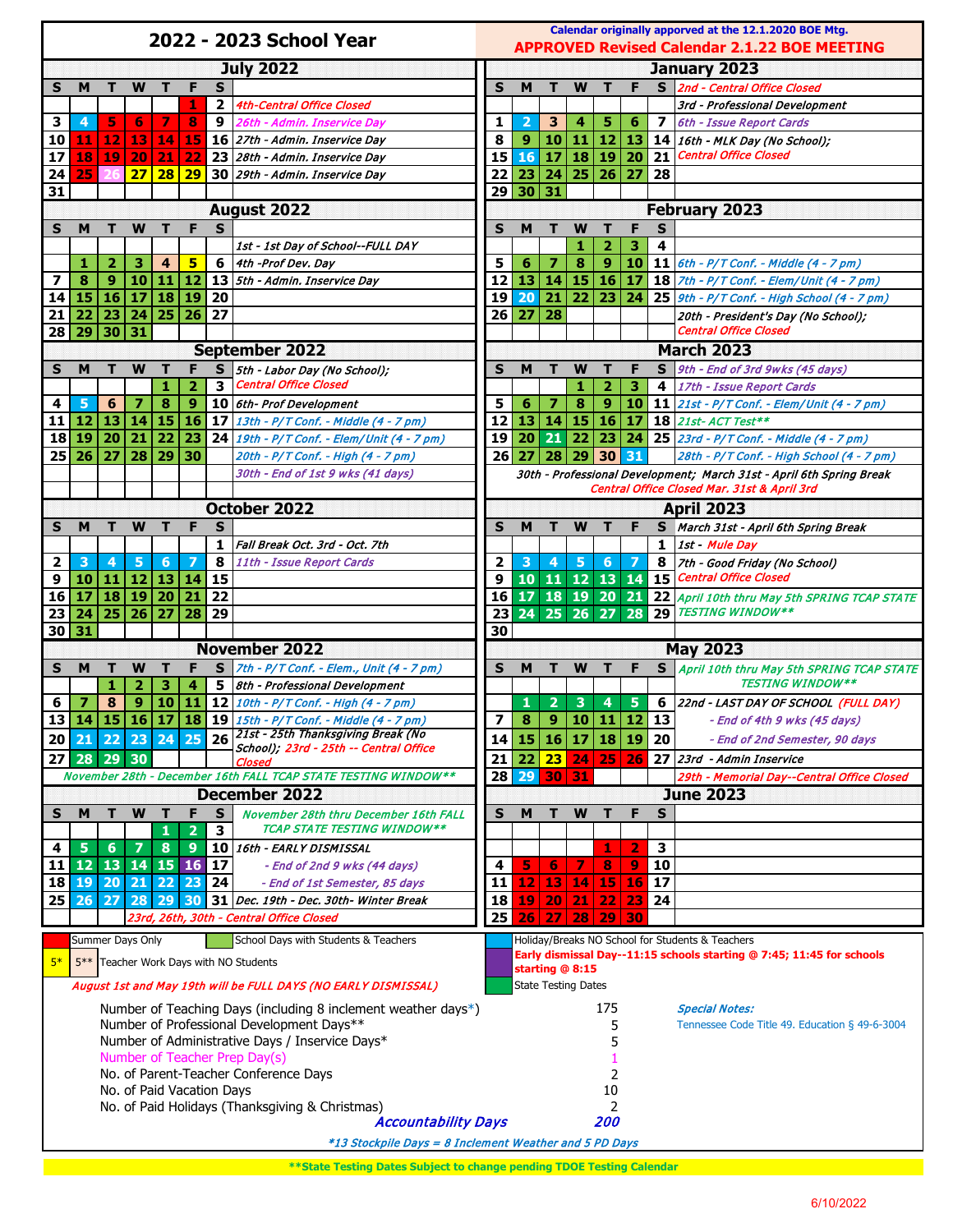# 2022 - 2023 School Year

Calendar originally apporved at the 12.1.2020 BOE Mtg.

**APPROVED Revised Calendar 2.1.22 BOE MEETING**

## July 2022

| S | M | T | W | T | F | S | |
|---|---|---|---|---|---|---|---|
| | | | | | 1 | 2 | 4th-Central Office Closed |
| 3 | 4 | 5 | 6 | 7 | 8 | 9 | 26th - Admin. Inservice Day |
| 10 | 11 | 12 | 13 | 14 | 15 | 16 | 27th - Admin. Inservice Day |
| 17 | 18 | 19 | 20 | 21 | 22 | 23 | 28th - Admin. Inservice Day |
| 24 | 25 | 26 | 27 | 28 | 29 | 30 | 29th - Admin. Inservice Day |
| 31 | | | | | | | |

## August 2022

| S | M | T | W | T | F | S | |
|---|---|---|---|---|---|---|---|
| | | | | | | | 1st - 1st Day of School--FULL DAY |
| | 1 | 2 | 3 | 4 | 5 | 6 | 4th -Prof Dev. Day |
| 7 | 8 | 9 | 10 | 11 | 12 | 13 | 5th - Admin. Inservice Day |
| 14 | 15 | 16 | 17 | 18 | 19 | 20 | |
| 21 | 22 | 23 | 24 | 25 | 26 | 27 | |
| 28 | 29 | 30 | 31 | | | | |

## September 2022

| S | M | T | W | T | F | S | |
|---|---|---|---|---|---|---|---|
| | | | | 1 | 2 | 3 | 5th - Labor Day (No School); Central Office Closed |
| 4 | 5 | 6 | 7 | 8 | 9 | 10 | 6th- Prof Development |
| 11 | 12 | 13 | 14 | 15 | 16 | 17 | 13th - P/T Conf. - Middle (4 - 7 pm) |
| 18 | 19 | 20 | 21 | 22 | 23 | 24 | 19th - P/T Conf. - Elem/Unit (4 - 7 pm) |
| 25 | 26 | 27 | 28 | 29 | 30 | | 20th - P/T Conf. - High (4 - 7 pm) |
| | | | | | | | 30th - End of 1st 9 wks (41 days) |

## October 2022

| S | M | T | W | T | F | S | |
|---|---|---|---|---|---|---|---|
| | | | | | | 1 | Fall Break Oct. 3rd - Oct. 7th |
| 2 | 3 | 4 | 5 | 6 | 7 | 8 | 11th - Issue Report Cards |
| 9 | 10 | 11 | 12 | 13 | 14 | 15 | |
| 16 | 17 | 18 | 19 | 20 | 21 | 22 | |
| 23 | 24 | 25 | 26 | 27 | 28 | 29 | |
| 30 | 31 | | | | | | |

## November 2022

| S | M | T | W | T | F | S | |
|---|---|---|---|---|---|---|---|
| | | | | | | | 7th - P/T Conf. - Elem., Unit (4 - 7 pm) |
| | | 1 | 2 | 3 | 4 | 5 | 8th - Professional Development |
| 6 | 7 | 8 | 9 | 10 | 11 | 12 | 10th - P/T Conf. - High (4 - 7 pm) |
| 13 | 14 | 15 | 16 | 17 | 18 | 19 | 15th - P/T Conf. - Middle (4 - 7 pm) |
| 20 | 21 | 22 | 23 | 24 | 25 | 26 | 21st - 25th Thanksgiving Break (No School); 23rd - 25th -- Central Office Closed |
| 27 | 28 | 29 | 30 | | | | |

November 28th - December 16th FALL TCAP STATE TESTING WINDOW**

## December 2022

| S | M | T | W | T | F | S | |
|---|---|---|---|---|---|---|---|
| | | | | 1 | 2 | 3 | November 28th thru December 16th FALL TCAP STATE TESTING WINDOW** |
| 4 | 5 | 6 | 7 | 8 | 9 | 10 | 16th - EARLY DISMISSAL |
| 11 | 12 | 13 | 14 | 15 | 16 | 17 | - End of 2nd 9 wks (44 days) |
| 18 | 19 | 20 | 21 | 22 | 23 | 24 | - End of 1st Semester, 85 days |
| 25 | 26 | 27 | 28 | 29 | 30 | 31 | Dec. 19th - Dec. 30th- Winter Break |
| | | | | | | | 23rd, 26th, 30th - Central Office Closed |

## January 2023

| S | M | T | W | T | F | S | |
|---|---|---|---|---|---|---|---|
| | | | | | | | 2nd - Central Office Closed |
| | | | | | | | 3rd - Professional Development |
| 1 | 2 | 3 | 4 | 5 | 6 | 7 | 6th - Issue Report Cards |
| 8 | 9 | 10 | 11 | 12 | 13 | 14 | 16th - MLK Day (No School); |
| 15 | 16 | 17 | 18 | 19 | 20 | 21 | Central Office Closed |
| 22 | 23 | 24 | 25 | 26 | 27 | 28 | |
| 29 | 30 | 31 | | | | | |

## February 2023

| S | M | T | W | T | F | S | |
|---|---|---|---|---|---|---|---|
| | | | 1 | 2 | 3 | 4 | |
| 5 | 6 | 7 | 8 | 9 | 10 | 11 | 6th - P/T Conf. - Middle (4 - 7 pm) |
| 12 | 13 | 14 | 15 | 16 | 17 | 18 | 7th - P/T Conf. - Elem/Unit (4 - 7 pm) |
| 19 | 20 | 21 | 22 | 23 | 24 | 25 | 9th - P/T Conf. - High School (4 - 7 pm) |
| 26 | 27 | 28 | | | | | 20th - President's Day (No School); Central Office Closed |

## March 2023

| S | M | T | W | T | F | S | |
|---|---|---|---|---|---|---|---|
| | | | | | | | 9th - End of 3rd 9wks (45 days) |
| | | | 1 | 2 | 3 | 4 | 17th - Issue Report Cards |
| 5 | 6 | 7 | 8 | 9 | 10 | 11 | 21st - P/T Conf. - Elem/Unit (4 - 7 pm) |
| 12 | 13 | 14 | 15 | 16 | 17 | 18 | 21st- ACT Test** |
| 19 | 20 | 21 | 22 | 23 | 24 | 25 | 23rd - P/T Conf. - Middle (4 - 7 pm) |
| 26 | 27 | 28 | 29 | 30 | 31 | | 28th - P/T Conf. - High School (4 - 7 pm) |

30th - Professional Development; March 31st - April 6th Spring Break
Central Office Closed Mar. 31st & April 3rd

## April 2023

| S | M | T | W | T | F | S | |
|---|---|---|---|---|---|---|---|
| | | | | | | | March 31st - April 6th Spring Break |
| | | | | | | 1 | 1st - Mule Day |
| 2 | 3 | 4 | 5 | 6 | 7 | 8 | 7th - Good Friday (No School) |
| 9 | 10 | 11 | 12 | 13 | 14 | 15 | Central Office Closed |
| 16 | 17 | 18 | 19 | 20 | 21 | 22 | April 10th thru May 5th SPRING TCAP STATE TESTING WINDOW** |
| 23 | 24 | 25 | 26 | 27 | 28 | 29 | |
| 30 | | | | | | | |

## May 2023

| S | M | T | W | T | F | S | |
|---|---|---|---|---|---|---|---|
| | | | | | | | April 10th thru May 5th SPRING TCAP STATE TESTING WINDOW** |
| | 1 | 2 | 3 | 4 | 5 | 6 | 22nd - LAST DAY OF SCHOOL (FULL DAY) |
| 7 | 8 | 9 | 10 | 11 | 12 | 13 | - End of 4th 9 wks (45 days) |
| 14 | 15 | 16 | 17 | 18 | 19 | 20 | - End of 2nd Semester, 90 days |
| 21 | 22 | 23 | 24 | 25 | 26 | 27 | 23rd - Admin Inservice |
| 28 | 29 | 30 | 31 | | | | 29th - Memorial Day--Central Office Closed |

## June 2023

| S | M | T | W | T | F | S |
|---|---|---|---|---|---|---|
| | | | | 1 | 2 | 3 |
| 4 | 5 | 6 | 7 | 8 | 9 | 10 |
| 11 | 12 | 13 | 14 | 15 | 16 | 17 |
| 18 | 19 | 20 | 21 | 22 | 23 | 24 |
| 25 | 26 | 27 | 28 | 29 | 30 | |

## Legend

- Summer Days Only
- School Days with Students & Teachers
- 5* / 5** Teacher Work Days with NO Students
- Holiday/Breaks NO School for Students & Teachers
- Early dismissal Day--11:15 schools starting @ 7:45; 11:45 for schools starting @ 8:15
- State Testing Dates

August 1st and May 19th will be FULL DAYS (NO EARLY DISMISSAL)

| | |
|---|---|
| Number of Teaching Days (including 8 inclement weather days*) | 175 |
| Number of Professional Development Days** | 5 |
| Number of Administrative Days / Inservice Days* | 5 |
| Number of Teacher Prep Day(s) | 1 |
| No. of Parent-Teacher Conference Days | 2 |
| No. of Paid Vacation Days | 10 |
| No. of Paid Holidays (Thanksgiving & Christmas) | 2 |
| **Accountability Days** | **200** |

*13 Stockpile Days = 8 Inclement Weather and 5 PD Days

**Special Notes:**
Tennessee Code Title 49. Education § 49-6-3004

**State Testing Dates Subject to change pending TDOE Testing Calendar

6/10/2022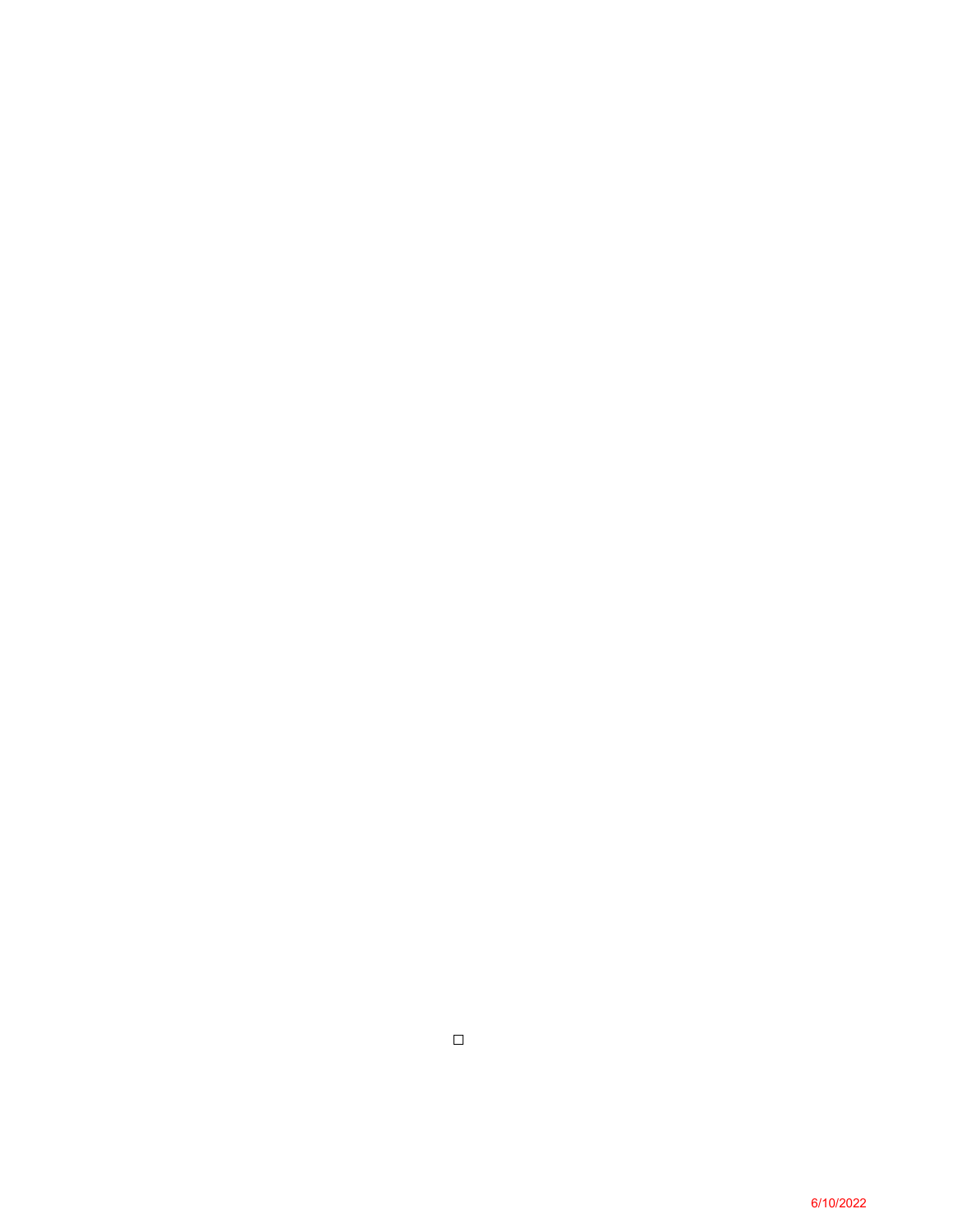☐

6/10/2022